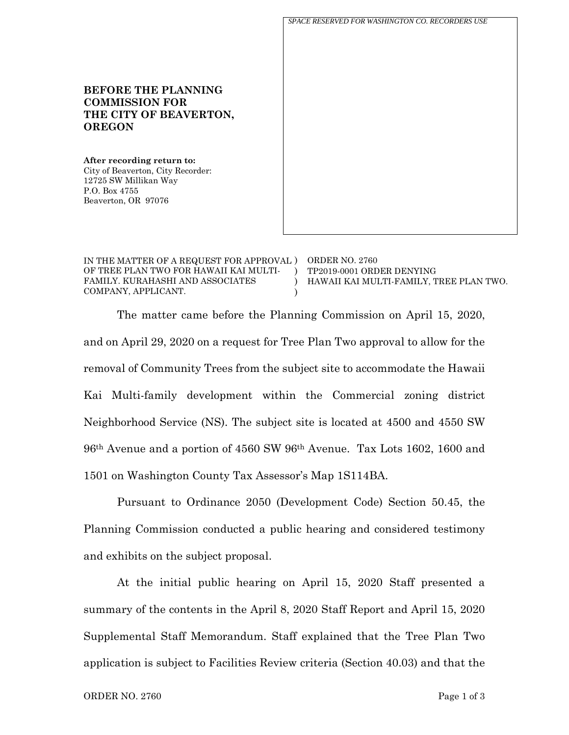*SPACE RESERVED FOR WASHINGTON CO. RECORDERS USE*

**BEFORE THE PLANNING COMMISSION FOR THE CITY OF BEAVERTON, OREGON**

**After recording return to:**
City of Beaverton, City Recorder:
12725 SW Millikan Way
P.O. Box 4755
Beaverton, OR 97076

IN THE MATTER OF A REQUEST FOR APPROVAL OF TREE PLAN TWO FOR HAWAII KAI MULTI-FAMILY. KURAHASHI AND ASSOCIATES COMPANY, APPLICANT.

ORDER NO. 2760
TP2019-0001 ORDER DENYING HAWAII KAI MULTI-FAMILY, TREE PLAN TWO.

The matter came before the Planning Commission on April 15, 2020, and on April 29, 2020 on a request for Tree Plan Two approval to allow for the removal of Community Trees from the subject site to accommodate the Hawaii Kai Multi-family development within the Commercial zoning district Neighborhood Service (NS). The subject site is located at 4500 and 4550 SW 96th Avenue and a portion of 4560 SW 96th Avenue. Tax Lots 1602, 1600 and 1501 on Washington County Tax Assessor's Map 1S114BA.

Pursuant to Ordinance 2050 (Development Code) Section 50.45, the Planning Commission conducted a public hearing and considered testimony and exhibits on the subject proposal.

At the initial public hearing on April 15, 2020 Staff presented a summary of the contents in the April 8, 2020 Staff Report and April 15, 2020 Supplemental Staff Memorandum. Staff explained that the Tree Plan Two application is subject to Facilities Review criteria (Section 40.03) and that the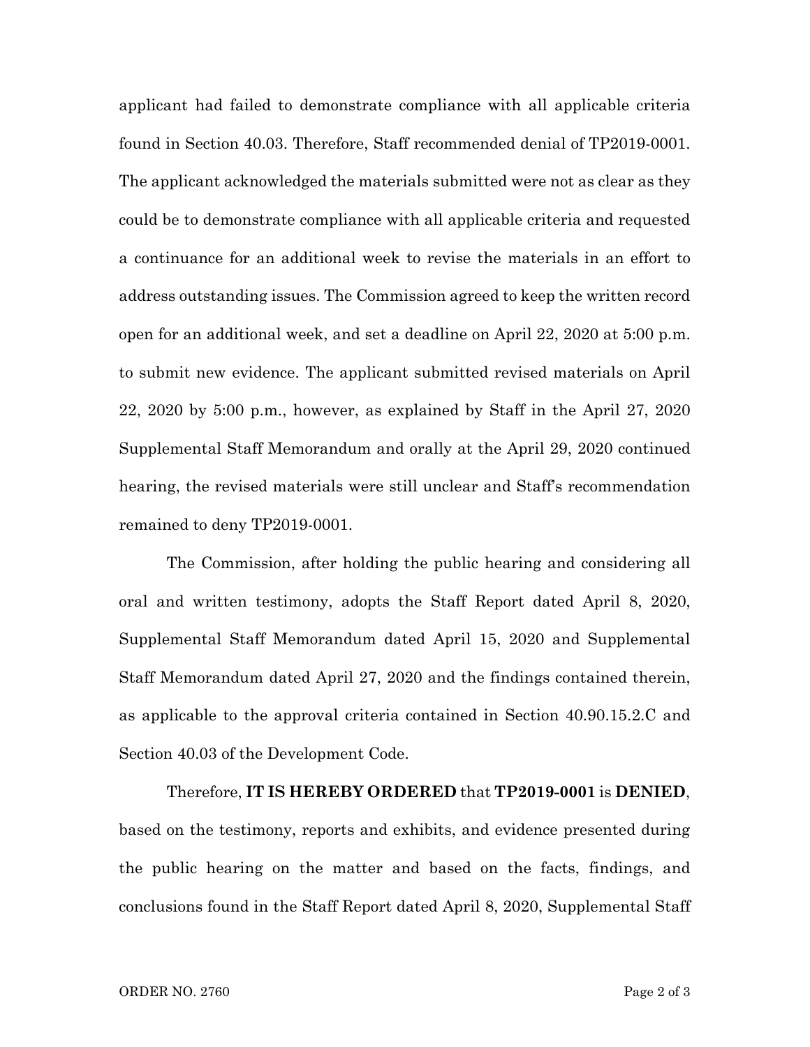applicant had failed to demonstrate compliance with all applicable criteria found in Section 40.03. Therefore, Staff recommended denial of TP2019-0001. The applicant acknowledged the materials submitted were not as clear as they could be to demonstrate compliance with all applicable criteria and requested a continuance for an additional week to revise the materials in an effort to address outstanding issues. The Commission agreed to keep the written record open for an additional week, and set a deadline on April 22, 2020 at 5:00 p.m. to submit new evidence. The applicant submitted revised materials on April 22, 2020 by 5:00 p.m., however, as explained by Staff in the April 27, 2020 Supplemental Staff Memorandum and orally at the April 29, 2020 continued hearing, the revised materials were still unclear and Staff's recommendation remained to deny TP2019-0001.

The Commission, after holding the public hearing and considering all oral and written testimony, adopts the Staff Report dated April 8, 2020, Supplemental Staff Memorandum dated April 15, 2020 and Supplemental Staff Memorandum dated April 27, 2020 and the findings contained therein, as applicable to the approval criteria contained in Section 40.90.15.2.C and Section 40.03 of the Development Code.

Therefore, **IT IS HEREBY ORDERED** that **TP2019-0001** is **DENIED**, based on the testimony, reports and exhibits, and evidence presented during the public hearing on the matter and based on the facts, findings, and conclusions found in the Staff Report dated April 8, 2020, Supplemental Staff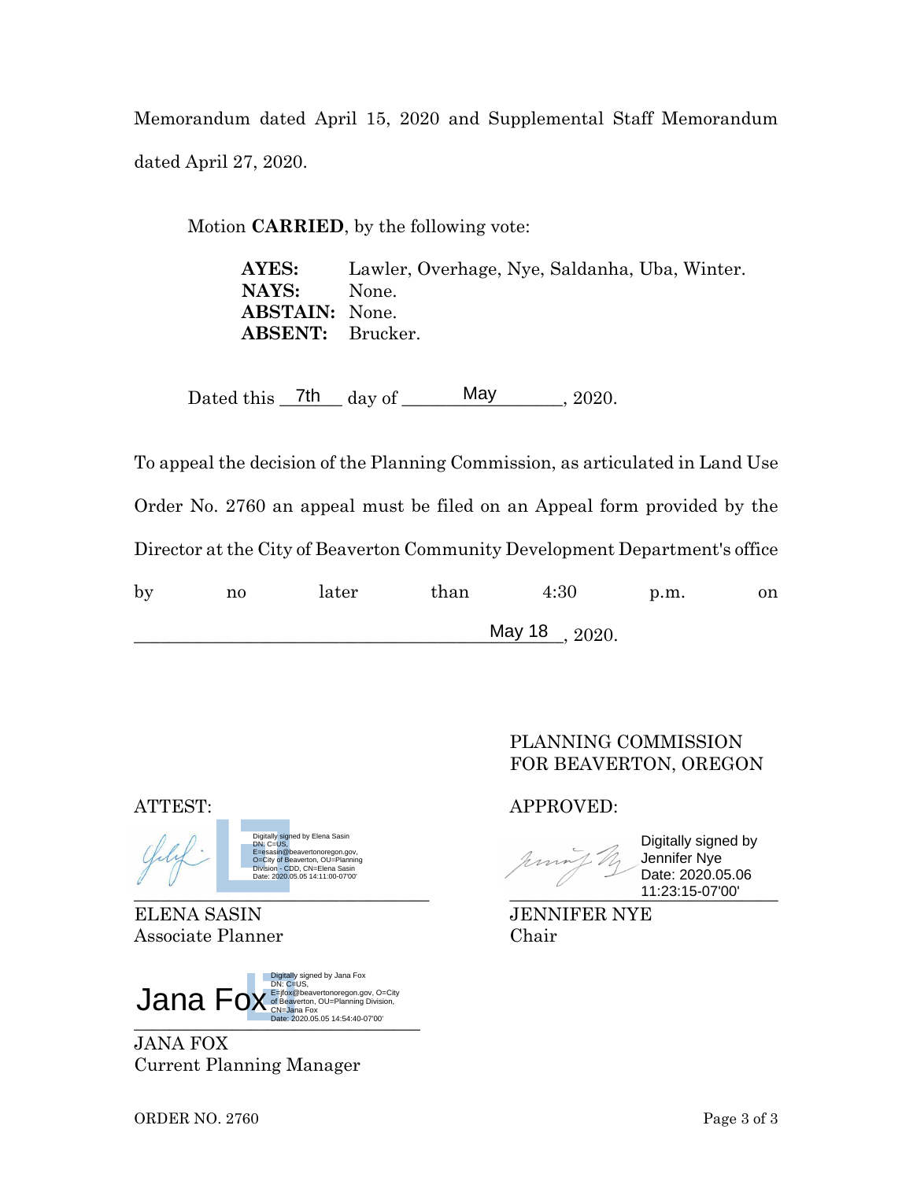Memorandum dated April 15, 2020 and Supplemental Staff Memorandum dated April 27, 2020.

Motion **CARRIED**, by the following vote:

**AYES:** Lawler, Overhage, Nye, Saldanha, Uba, Winter.
**NAYS:** None.
**ABSTAIN:** None.
**ABSENT:** Brucker.

Dated this 7th day of May, 2020.

To appeal the decision of the Planning Commission, as articulated in Land Use Order No. 2760 an appeal must be filed on an Appeal form provided by the Director at the City of Beaverton Community Development Department's office by no later than 4:30 p.m. on May 18, 2020.

PLANNING COMMISSION
FOR BEAVERTON, OREGON

ATTEST:

Digitally signed by Elena Sasin
DN: C=US, E=esasin@beavertonoregon.gov, O=City of Beaverton, OU=Planning Division - CDD, CN=Elena Sasin
Date: 2020.05.05 14:11:00-07'00'

ELENA SASIN
Associate Planner

Jana Fox

Digitally signed by Jana Fox
DN: C=US, E=jfox@beavertonoregon.gov, O=City of Beaverton, OU=Planning Division, CN=Jana Fox
Date: 2020.05.05 14:54:40-07'00'

JANA FOX
Current Planning Manager

APPROVED:

Digitally signed by Jennifer Nye
Date: 2020.05.06 11:23:15-07'00'

JENNIFER NYE
Chair

ORDER NO. 2760